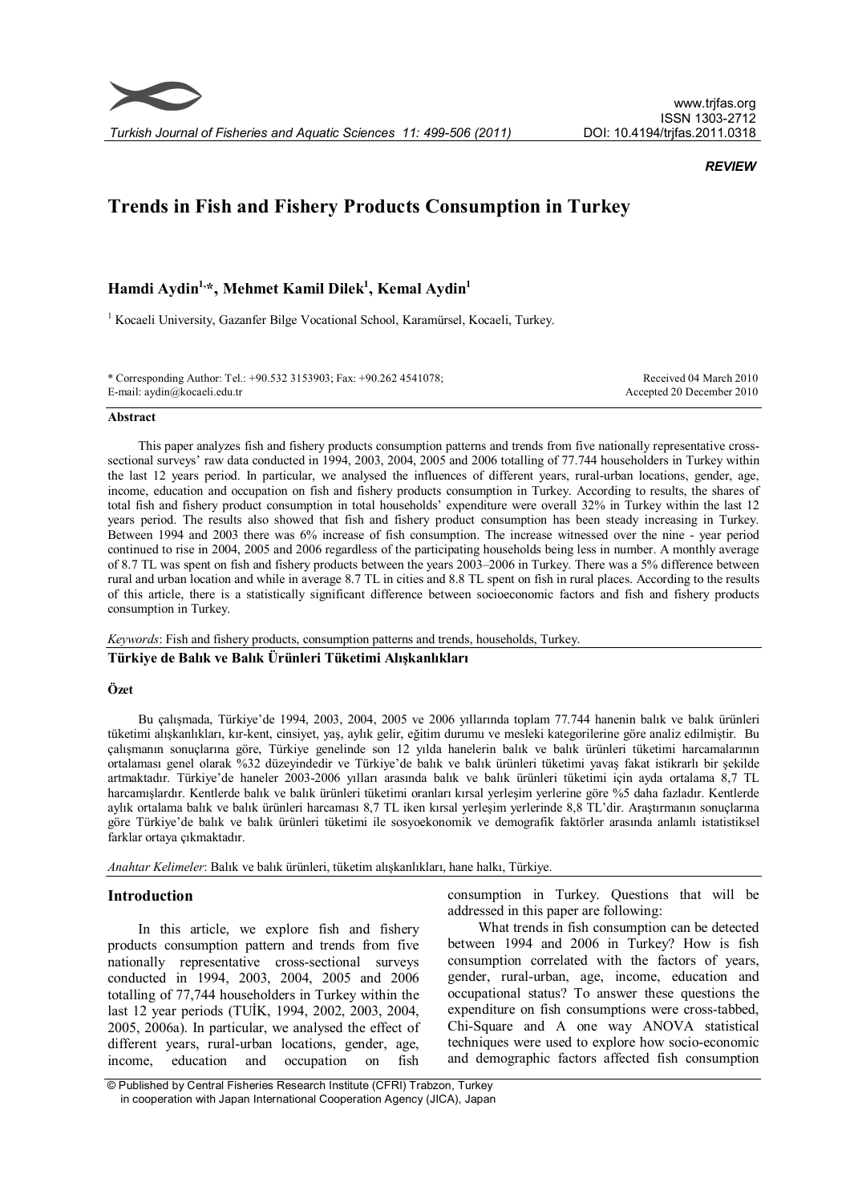*REVIEW*

# Trends in Fish and Fishery Products Consumption in Turkey

## Hamdi Aydin[1,*], Mehmet Kamil Dilek[1], Kemal Aydin[1]

[1] Kocaeli University, Gazanfer Bilge Vocational School, Karamürsel, Kocaeli, Turkey.

\* Corresponding Author: Tel.: +90.532 3153903; Fax: +90.262 4541078;
E-mail: aydin@kocaeli.edu.tr

Received 04 March 2010
Accepted 20 December 2010

### Abstract

This paper analyzes fish and fishery products consumption patterns and trends from five nationally representative cross-sectional surveys' raw data conducted in 1994, 2003, 2004, 2005 and 2006 totalling of 77.744 householders in Turkey within the last 12 years period. In particular, we analysed the influences of different years, rural-urban locations, gender, age, income, education and occupation on fish and fishery products consumption in Turkey. According to results, the shares of total fish and fishery product consumption in total households' expenditure were overall 32% in Turkey within the last 12 years period. The results also showed that fish and fishery product consumption has been steady increasing in Turkey. Between 1994 and 2003 there was 6% increase of fish consumption. The increase witnessed over the nine - year period continued to rise in 2004, 2005 and 2006 regardless of the participating households being less in number. A monthly average of 8.7 TL was spent on fish and fishery products between the years 2003–2006 in Turkey. There was a 5% difference between rural and urban location and while in average 8.7 TL in cities and 8.8 TL spent on fish in rural places. According to the results of this article, there is a statistically significant difference between socioeconomic factors and fish and fishery products consumption in Turkey.

*Keywords*: Fish and fishery products, consumption patterns and trends, households, Turkey.

### Türkiye de Balık ve Balık Ürünleri Tüketimi Alışkanlıkları

### Özet

Bu çalışmada, Türkiye'de 1994, 2003, 2004, 2005 ve 2006 yıllarında toplam 77.744 hanenin balık ve balık ürünleri tüketimi alışkanlıkları, kır-kent, cinsiyet, yaş, aylık gelir, eğitim durumu ve mesleki kategorilerine göre analiz edilmiştir. Bu çalışmanın sonuçlarına göre, Türkiye genelinde son 12 yılda hanelerin balık ve balık ürünleri tüketimi harcamalarının ortalaması genel olarak %32 düzeyindedir ve Türkiye'de balık ve balık ürünleri tüketimi yavaş fakat istikrarlı bir şekilde artmaktadır. Türkiye'de haneler 2003-2006 yılları arasında balık ve balık ürünleri tüketimi için ayda ortalama 8,7 TL harcamışlardır. Kentlerde balık ve balık ürünleri tüketimi oranları kırsal yerleşim yerlerine göre %5 daha fazladır. Kentlerde aylık ortalama balık ve balık ürünleri harcaması 8,7 TL iken kırsal yerleşim yerlerinde 8,8 TL'dir. Araştırmanın sonuçlarına göre Türkiye'de balık ve balık ürünleri tüketimi ile sosyoekonomik ve demografik faktörler arasında anlamlı istatistiksel farklar ortaya çıkmaktadır.

*Anahtar Kelimeler*: Balık ve balık ürünleri, tüketim alışkanlıkları, hane halkı, Türkiye.

## Introduction

In this article, we explore fish and fishery products consumption pattern and trends from five nationally representative cross-sectional surveys conducted in 1994, 2003, 2004, 2005 and 2006 totalling of 77,744 householders in Turkey within the last 12 year periods (TUİK, 1994, 2002, 2003, 2004, 2005, 2006a). In particular, we analysed the effect of different years, rural-urban locations, gender, age, income, education and occupation on fish consumption in Turkey. Questions that will be addressed in this paper are following:

What trends in fish consumption can be detected between 1994 and 2006 in Turkey? How is fish consumption correlated with the factors of years, gender, rural-urban, age, income, education and occupational status? To answer these questions the expenditure on fish consumptions were cross-tabbed, Chi-Square and A one way ANOVA statistical techniques were used to explore how socio-economic and demographic factors affected fish consumption

© Published by Central Fisheries Research Institute (CFRI) Trabzon, Turkey in cooperation with Japan International Cooperation Agency (JICA), Japan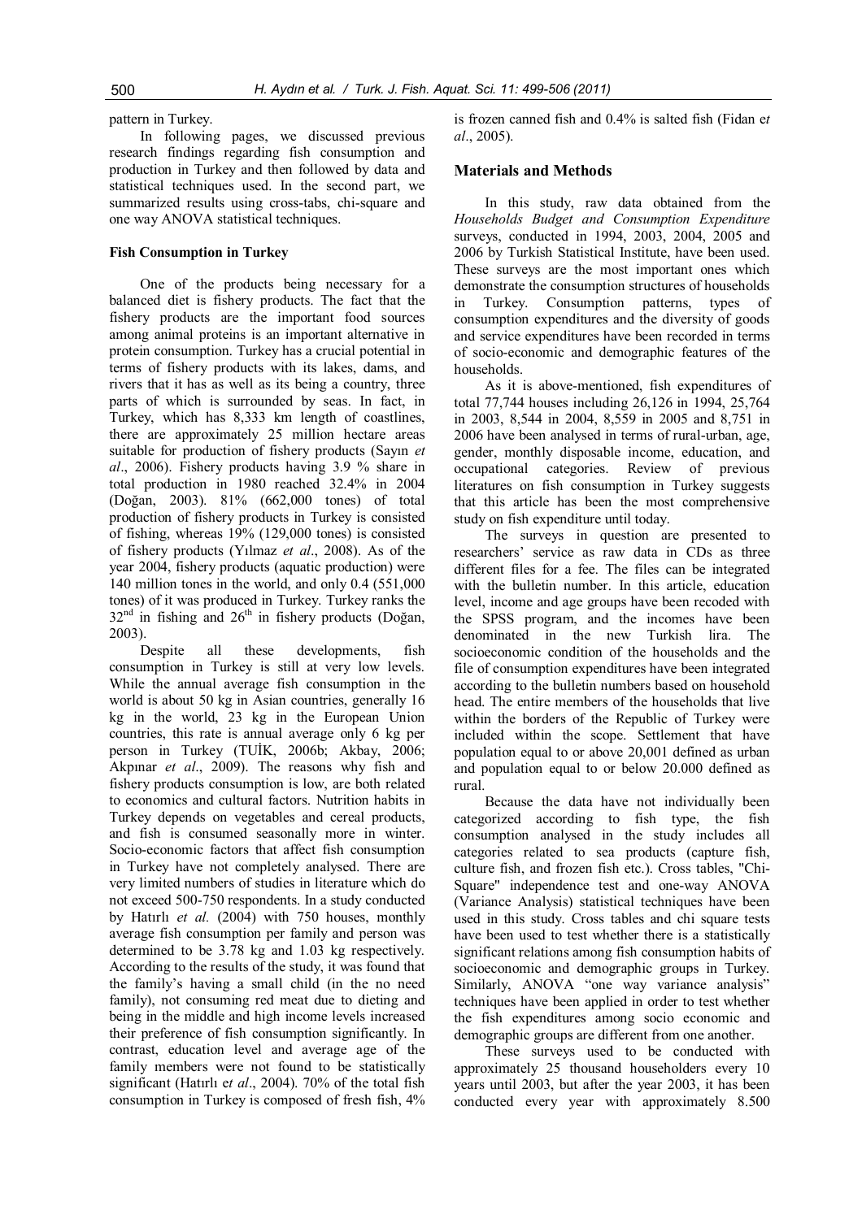pattern in Turkey.

In following pages, we discussed previous research findings regarding fish consumption and production in Turkey and then followed by data and statistical techniques used. In the second part, we summarized results using cross-tabs, chi-square and one way ANOVA statistical techniques.

### Fish Consumption in Turkey

One of the products being necessary for a balanced diet is fishery products. The fact that the fishery products are the important food sources among animal proteins is an important alternative in protein consumption. Turkey has a crucial potential in terms of fishery products with its lakes, dams, and rivers that it has as well as its being a country, three parts of which is surrounded by seas. In fact, in Turkey, which has 8,333 km length of coastlines, there are approximately 25 million hectare areas suitable for production of fishery products (Sayın *et al*., 2006). Fishery products having 3.9 % share in total production in 1980 reached 32.4% in 2004 (Doğan, 2003). 81% (662,000 tones) of total production of fishery products in Turkey is consisted of fishing, whereas 19% (129,000 tones) is consisted of fishery products (Yılmaz *et al*., 2008). As of the year 2004, fishery products (aquatic production) were 140 million tones in the world, and only 0.4 (551,000 tones) of it was produced in Turkey. Turkey ranks the 32nd in fishing and 26th in fishery products (Doğan, 2003).

Despite all these developments, fish consumption in Turkey is still at very low levels. While the annual average fish consumption in the world is about 50 kg in Asian countries, generally 16 kg in the world, 23 kg in the European Union countries, this rate is annual average only 6 kg per person in Turkey (TUİK, 2006b; Akbay, 2006; Akpınar *et al*., 2009). The reasons why fish and fishery products consumption is low, are both related to economics and cultural factors. Nutrition habits in Turkey depends on vegetables and cereal products, and fish is consumed seasonally more in winter. Socio-economic factors that affect fish consumption in Turkey have not completely analysed. There are very limited numbers of studies in literature which do not exceed 500-750 respondents. In a study conducted by Hatırlı *et al.* (2004) with 750 houses, monthly average fish consumption per family and person was determined to be 3.78 kg and 1.03 kg respectively. According to the results of the study, it was found that the family's having a small child (in the no need family), not consuming red meat due to dieting and being in the middle and high income levels increased their preference of fish consumption significantly. In contrast, education level and average age of the family members were not found to be statistically significant (Hatırlı e*t al*., 2004). 70% of the total fish consumption in Turkey is composed of fresh fish, 4% is frozen canned fish and 0.4% is salted fish (Fidan e*t al*., 2005).

## Materials and Methods

In this study, raw data obtained from the *Households Budget and Consumption Expenditure* surveys, conducted in 1994, 2003, 2004, 2005 and 2006 by Turkish Statistical Institute, have been used. These surveys are the most important ones which demonstrate the consumption structures of households in Turkey. Consumption patterns, types of consumption expenditures and the diversity of goods and service expenditures have been recorded in terms of socio-economic and demographic features of the households.

As it is above-mentioned, fish expenditures of total 77,744 houses including 26,126 in 1994, 25,764 in 2003, 8,544 in 2004, 8,559 in 2005 and 8,751 in 2006 have been analysed in terms of rural-urban, age, gender, monthly disposable income, education, and occupational categories. Review of previous literatures on fish consumption in Turkey suggests that this article has been the most comprehensive study on fish expenditure until today.

The surveys in question are presented to researchers' service as raw data in CDs as three different files for a fee. The files can be integrated with the bulletin number. In this article, education level, income and age groups have been recoded with the SPSS program, and the incomes have been denominated in the new Turkish lira. The socioeconomic condition of the households and the file of consumption expenditures have been integrated according to the bulletin numbers based on household head. The entire members of the households that live within the borders of the Republic of Turkey were included within the scope. Settlement that have population equal to or above 20,001 defined as urban and population equal to or below 20.000 defined as rural.

Because the data have not individually been categorized according to fish type, the fish consumption analysed in the study includes all categories related to sea products (capture fish, culture fish, and frozen fish etc.). Cross tables, "Chi-Square" independence test and one-way ANOVA (Variance Analysis) statistical techniques have been used in this study. Cross tables and chi square tests have been used to test whether there is a statistically significant relations among fish consumption habits of socioeconomic and demographic groups in Turkey. Similarly, ANOVA "one way variance analysis" techniques have been applied in order to test whether the fish expenditures among socio economic and demographic groups are different from one another.

These surveys used to be conducted with approximately 25 thousand householders every 10 years until 2003, but after the year 2003, it has been conducted every year with approximately 8.500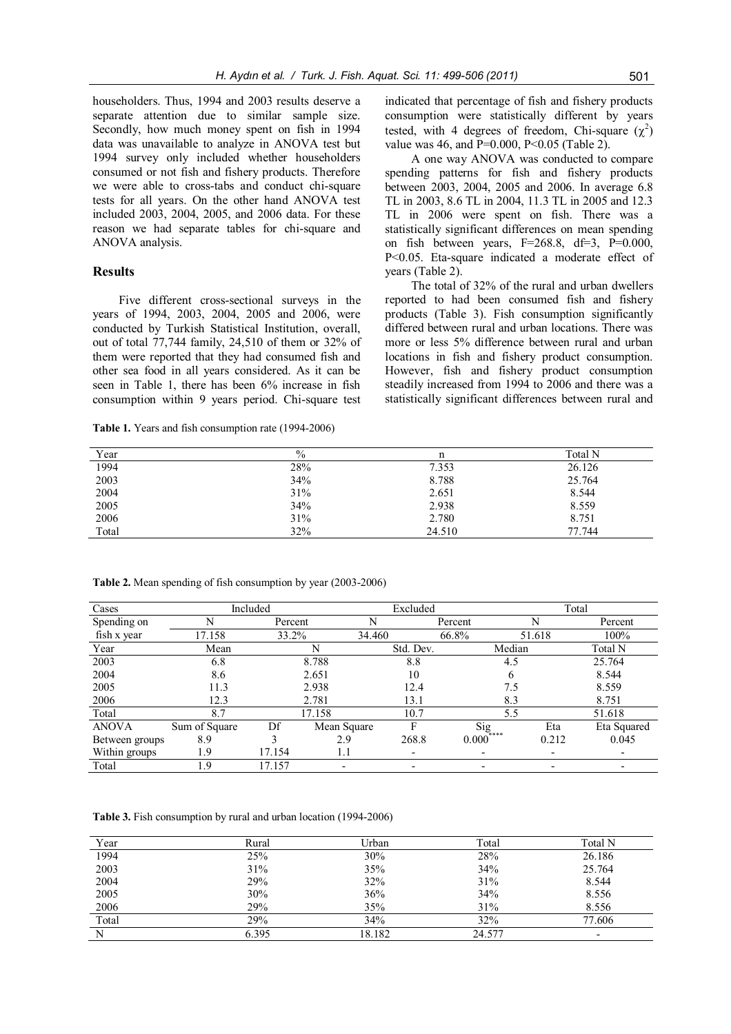householders. Thus, 1994 and 2003 results deserve a separate attention due to similar sample size. Secondly, how much money spent on fish in 1994 data was unavailable to analyze in ANOVA test but 1994 survey only included whether householders consumed or not fish and fishery products. Therefore we were able to cross-tabs and conduct chi-square tests for all years. On the other hand ANOVA test included 2003, 2004, 2005, and 2006 data. For these reason we had separate tables for chi-square and ANOVA analysis.

## Results

Five different cross-sectional surveys in the years of 1994, 2003, 2004, 2005 and 2006, were conducted by Turkish Statistical Institution, overall, out of total 77,744 family, 24,510 of them or 32% of them were reported that they had consumed fish and other sea food in all years considered. As it can be seen in Table 1, there has been 6% increase in fish consumption within 9 years period. Chi-square test indicated that percentage of fish and fishery products consumption were statistically different by years tested, with 4 degrees of freedom, Chi-square ($\chi^2$) value was 46, and P=0.000, P<0.05 (Table 2).

A one way ANOVA was conducted to compare spending patterns for fish and fishery products between 2003, 2004, 2005 and 2006. In average 6.8 TL in 2003, 8.6 TL in 2004, 11.3 TL in 2005 and 12.3 TL in 2006 were spent on fish. There was a statistically significant differences on mean spending on fish between years, F=268.8, df=3, P=0.000, P<0.05. Eta-square indicated a moderate effect of years (Table 2).

The total of 32% of the rural and urban dwellers reported to had been consumed fish and fishery products (Table 3). Fish consumption significantly differed between rural and urban locations. There was more or less 5% difference between rural and urban locations in fish and fishery product consumption. However, fish and fishery product consumption steadily increased from 1994 to 2006 and there was a statistically significant differences between rural and

**Table 1.** Years and fish consumption rate (1994-2006)

| Year | % | n | Total N |
|---|---|---|---|
| 1994 | 28% | 7.353 | 26.126 |
| 2003 | 34% | 8.788 | 25.764 |
| 2004 | 31% | 2.651 | 8.544 |
| 2005 | 34% | 2.938 | 8.559 |
| 2006 | 31% | 2.780 | 8.751 |
| Total | 32% | 24.510 | 77.744 |

**Table 2.** Mean spending of fish consumption by year (2003-2006)

| Cases | Included | | Excluded | | Total | | |
|---|---|---|---|---|---|---|---|
| Spending on fish x year | N | Percent | N | Percent | N | Percent | |
| | 17.158 | 33.2% | 34.460 | 66.8% | 51.618 | 100% | |
| Year | Mean | N | Std. Dev. | Median | Total N | | |
| 2003 | 6.8 | 8.788 | 8.8 | 4.5 | 25.764 | | |
| 2004 | 8.6 | 2.651 | 10 | 6 | 8.544 | | |
| 2005 | 11.3 | 2.938 | 12.4 | 7.5 | 8.559 | | |
| 2006 | 12.3 | 2.781 | 13.1 | 8.3 | 8.751 | | |
| Total | 8.7 | 17.158 | 10.7 | 5.5 | 51.618 | | |
| ANOVA | Sum of Square | Df | Mean Square | F | Sig | Eta | Eta Squared |
| Between groups | 8.9 | 3 | 2.9 | 268.8 | 0.000**** | 0.212 | 0.045 |
| Within groups | 1.9 | 17.154 | 1.1 | - | - | - | - |
| Total | 1.9 | 17.157 | - | - | - | - | - |

**Table 3.** Fish consumption by rural and urban location (1994-2006)

| Year | Rural | Urban | Total | Total N |
|---|---|---|---|---|
| 1994 | 25% | 30% | 28% | 26.186 |
| 2003 | 31% | 35% | 34% | 25.764 |
| 2004 | 29% | 32% | 31% | 8.544 |
| 2005 | 30% | 36% | 34% | 8.556 |
| 2006 | 29% | 35% | 31% | 8.556 |
| Total | 29% | 34% | 32% | 77.606 |
| N | 6.395 | 18.182 | 24.577 | - |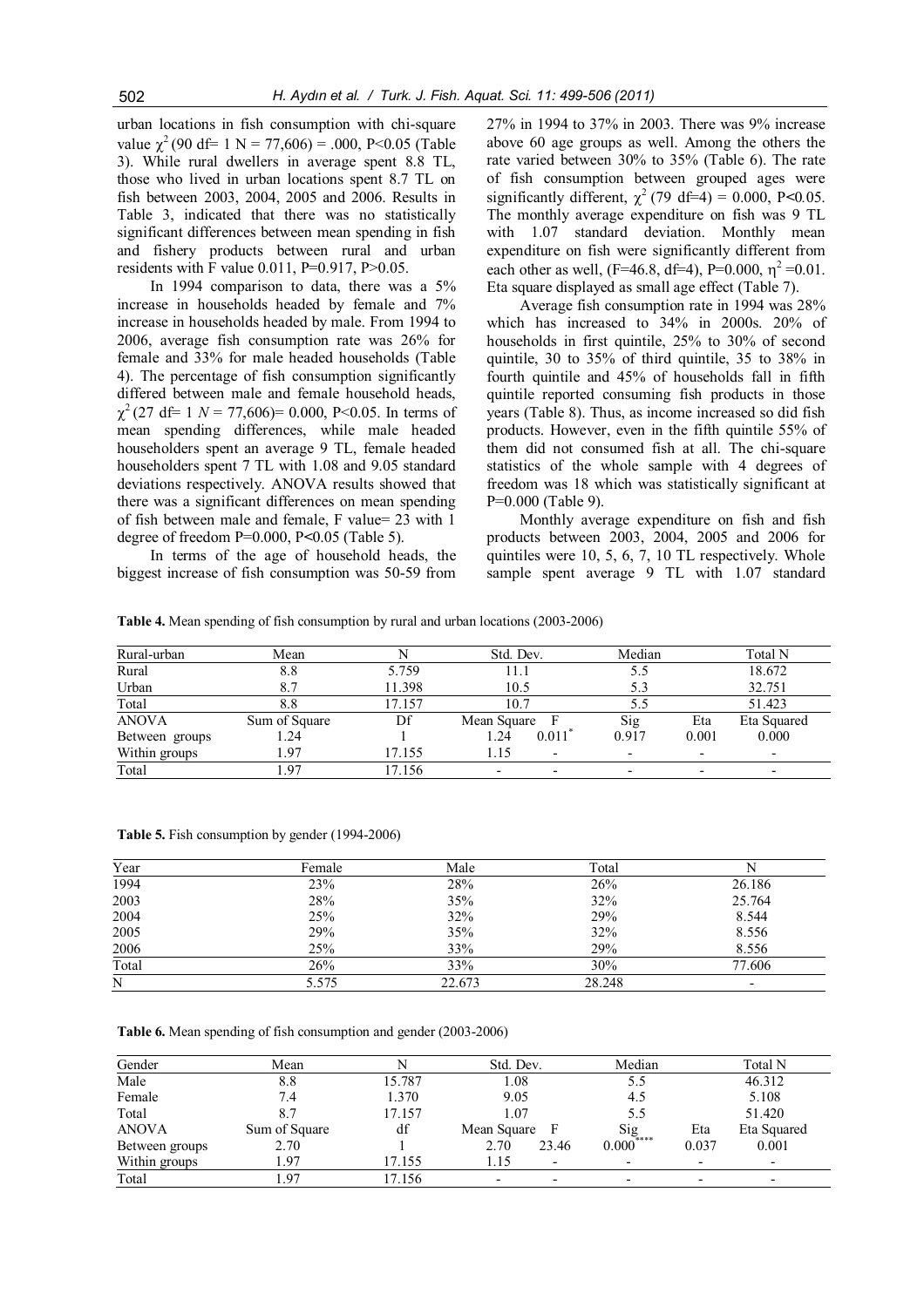urban locations in fish consumption with chi-square value $\chi^2$ (90 df= 1 N = 77,606) = .000, P<0.05 (Table 3). While rural dwellers in average spent 8.8 TL, those who lived in urban locations spent 8.7 TL on fish between 2003, 2004, 2005 and 2006. Results in Table 3, indicated that there was no statistically significant differences between mean spending in fish and fishery products between rural and urban residents with F value 0.011, P=0.917, P>0.05.

In 1994 comparison to data, there was a 5% increase in households headed by female and 7% increase in households headed by male. From 1994 to 2006, average fish consumption rate was 26% for female and 33% for male headed households (Table 4). The percentage of fish consumption significantly differed between male and female household heads, $\chi^2$ (27 df= 1 *N* = 77,606)= 0.000, P<0.05. In terms of mean spending differences, while male headed householders spent an average 9 TL, female headed householders spent 7 TL with 1.08 and 9.05 standard deviations respectively. ANOVA results showed that there was a significant differences on mean spending of fish between male and female, F value= 23 with 1 degree of freedom P=0.000, P<0.05 (Table 5).

In terms of the age of household heads, the biggest increase of fish consumption was 50-59 from 27% in 1994 to 37% in 2003. There was 9% increase above 60 age groups as well. Among the others the rate varied between 30% to 35% (Table 6). The rate of fish consumption between grouped ages were significantly different, $\chi^2$ (79 df=4) = 0.000, P<0.05. The monthly average expenditure on fish was 9 TL with 1.07 standard deviation. Monthly mean expenditure on fish were significantly different from each other as well, (F=46.8, df=4), P=0.000, $\eta^2$ =0.01. Eta square displayed as small age effect (Table 7).

Average fish consumption rate in 1994 was 28% which has increased to 34% in 2000s. 20% of households in first quintile, 25% to 30% of second quintile, 30 to 35% of third quintile, 35 to 38% in fourth quintile and 45% of households fall in fifth quintile reported consuming fish products in those years (Table 8). Thus, as income increased so did fish products. However, even in the fifth quintile 55% of them did not consumed fish at all. The chi-square statistics of the whole sample with 4 degrees of freedom was 18 which was statistically significant at P=0.000 (Table 9).

Monthly average expenditure on fish and fish products between 2003, 2004, 2005 and 2006 for quintiles were 10, 5, 6, 7, 10 TL respectively. Whole sample spent average 9 TL with 1.07 standard

**Table 4.** Mean spending of fish consumption by rural and urban locations (2003-2006)

| Rural-urban | Mean | N | Std. Dev. | | Median | | Total N |
|---|---|---|---|---|---|---|---|
| Rural | 8.8 | 5.759 | 11.1 | | 5.5 | | 18.672 |
| Urban | 8.7 | 11.398 | 10.5 | | 5.3 | | 32.751 |
| Total | 8.8 | 17.157 | 10.7 | | 5.5 | | 51.423 |
| ANOVA | Sum of Square | Df | Mean Square | F | Sig | Eta | Eta Squared |
| Between groups | 1.24 | 1 | 1.24 | 0.011* | 0.917 | 0.001 | 0.000 |
| Within groups | 1.97 | 17.155 | 1.15 | - | - | - | - |
| Total | 1.97 | 17.156 | - | - | - | - | - |

**Table 5.** Fish consumption by gender (1994-2006)

| Year | Female | Male | Total | N |
|---|---|---|---|---|
| 1994 | 23% | 28% | 26% | 26.186 |
| 2003 | 28% | 35% | 32% | 25.764 |
| 2004 | 25% | 32% | 29% | 8.544 |
| 2005 | 29% | 35% | 32% | 8.556 |
| 2006 | 25% | 33% | 29% | 8.556 |
| Total | 26% | 33% | 30% | 77.606 |
| N | 5.575 | 22.673 | 28.248 | - |

**Table 6.** Mean spending of fish consumption and gender (2003-2006)

| Gender | Mean | N | Std. Dev. | | Median | | Total N |
|---|---|---|---|---|---|---|---|
| Male | 8.8 | 15.787 | 1.08 | | 5.5 | | 46.312 |
| Female | 7.4 | 1.370 | 9.05 | | 4.5 | | 5.108 |
| Total | 8.7 | 17.157 | 1.07 | | 5.5 | | 51.420 |
| ANOVA | Sum of Square | df | Mean Square | F | Sig | Eta | Eta Squared |
| Between groups | 2.70 | 1 | 2.70 | 23.46 | 0.000**** | 0.037 | 0.001 |
| Within groups | 1.97 | 17.155 | 1.15 | - | - | - | - |
| Total | 1.97 | 17.156 | - | - | - | - | - |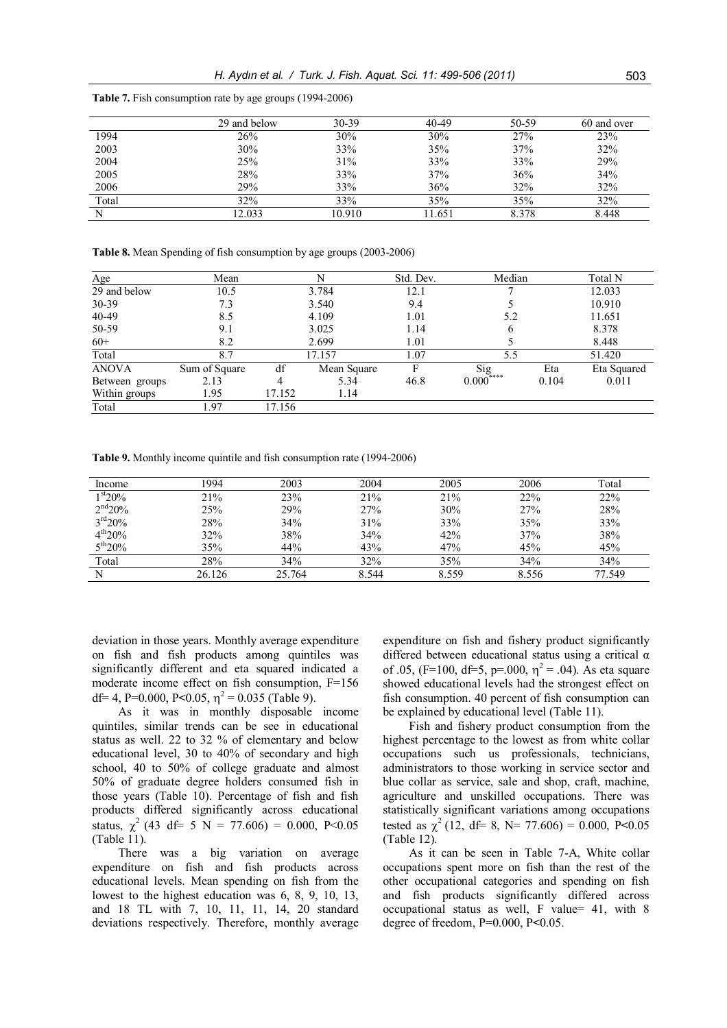**Table 7.** Fish consumption rate by age groups (1994-2006)

| | 29 and below | 30-39 | 40-49 | 50-59 | 60 and over |
|---|---|---|---|---|---|
| 1994 | 26% | 30% | 30% | 27% | 23% |
| 2003 | 30% | 33% | 35% | 37% | 32% |
| 2004 | 25% | 31% | 33% | 33% | 29% |
| 2005 | 28% | 33% | 37% | 36% | 34% |
| 2006 | 29% | 33% | 36% | 32% | 32% |
| Total | 32% | 33% | 35% | 35% | 32% |
| N | 12.033 | 10.910 | 11.651 | 8.378 | 8.448 |

**Table 8.** Mean Spending of fish consumption by age groups (2003-2006)

| Age | Mean | | N | Std. Dev. | Median | | Total N |
|---|---|---|---|---|---|---|---|
| 29 and below | 10.5 | | 3.784 | 12.1 | 7 | | 12.033 |
| 30-39 | 7.3 | | 3.540 | 9.4 | 5 | | 10.910 |
| 40-49 | 8.5 | | 4.109 | 1.01 | 5.2 | | 11.651 |
| 50-59 | 9.1 | | 3.025 | 1.14 | 6 | | 8.378 |
| 60+ | 8.2 | | 2.699 | 1.01 | 5 | | 8.448 |
| Total | 8.7 | | 17.157 | 1.07 | 5.5 | | 51.420 |
| ANOVA | Sum of Square | df | Mean Square | F | Sig | Eta | Eta Squared |
| Between groups | 2.13 | 4 | 5.34 | 46.8 | 0.000**** | 0.104 | 0.011 |
| Within groups | 1.95 | 17.152 | 1.14 | | | | |
| Total | 1.97 | 17.156 | | | | | |

**Table 9.** Monthly income quintile and fish consumption rate (1994-2006)

| Income | 1994 | 2003 | 2004 | 2005 | 2006 | Total |
|---|---|---|---|---|---|---|
| 1st20% | 21% | 23% | 21% | 21% | 22% | 22% |
| 2nd20% | 25% | 29% | 27% | 30% | 27% | 28% |
| 3rd20% | 28% | 34% | 31% | 33% | 35% | 33% |
| 4th20% | 32% | 38% | 34% | 42% | 37% | 38% |
| 5th20% | 35% | 44% | 43% | 47% | 45% | 45% |
| Total | 28% | 34% | 32% | 35% | 34% | 34% |
| N | 26.126 | 25.764 | 8.544 | 8.559 | 8.556 | 77.549 |

deviation in those years. Monthly average expenditure on fish and fish products among quintiles was significantly different and eta squared indicated a moderate income effect on fish consumption, F=156 df= 4, P=0.000, P<0.05, $\eta^2 = 0.035$ (Table 9).

As it was in monthly disposable income quintiles, similar trends can be see in educational status as well. 22 to 32 % of elementary and below educational level, 30 to 40% of secondary and high school, 40 to 50% of college graduate and almost 50% of graduate degree holders consumed fish in those years (Table 10). Percentage of fish and fish products differed significantly across educational status, $\chi^2$ (43 df= 5 N = 77.606) = 0.000, P<0.05 (Table 11).

There was a big variation on average expenditure on fish and fish products across educational levels. Mean spending on fish from the lowest to the highest education was 6, 8, 9, 10, 13, and 18 TL with 7, 10, 11, 11, 14, 20 standard deviations respectively. Therefore, monthly average expenditure on fish and fishery product significantly differed between educational status using a critical α of .05, (F=100, df=5, p=.000, $\eta^2 = .04$). As eta square showed educational levels had the strongest effect on fish consumption. 40 percent of fish consumption can be explained by educational level (Table 11).

Fish and fishery product consumption from the highest percentage to the lowest as from white collar occupations such us professionals, technicians, administrators to those working in service sector and blue collar as service, sale and shop, craft, machine, agriculture and unskilled occupations. There was statistically significant variations among occupations tested as $\chi^2$ (12, df= 8, N= 77.606) = 0.000, P<0.05 (Table 12).

As it can be seen in Table 7-A, White collar occupations spent more on fish than the rest of the other occupational categories and spending on fish and fish products significantly differed across occupational status as well, F value= 41, with 8 degree of freedom, P=0.000, P<0.05.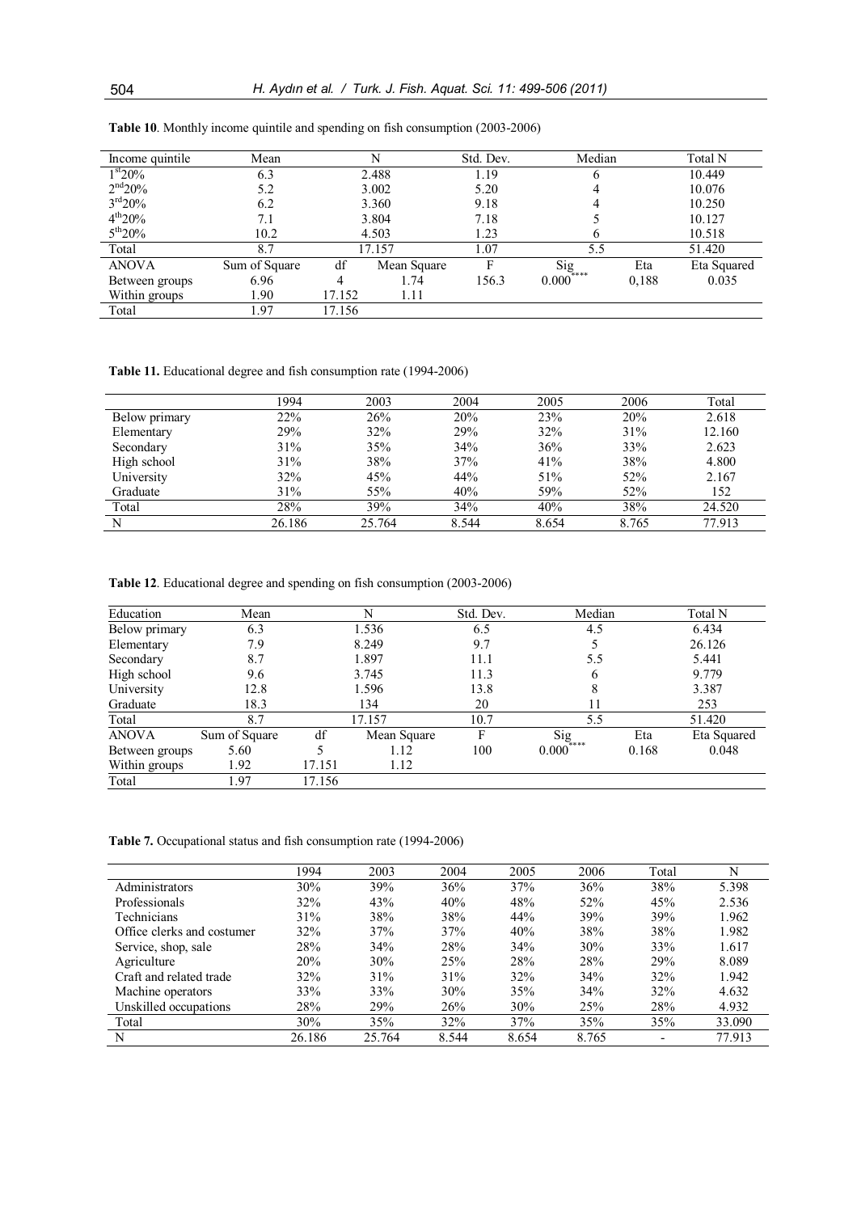**Table 10**. Monthly income quintile and spending on fish consumption (2003-2006)

| Income quintile | Mean | N | | Std. Dev. | Median | | Total N |
|---|---|---|---|---|---|---|---|
| 1st20% | 6.3 | 2.488 | | 1.19 | 6 | | 10.449 |
| 2nd20% | 5.2 | 3.002 | | 5.20 | 4 | | 10.076 |
| 3rd20% | 6.2 | 3.360 | | 9.18 | 4 | | 10.250 |
| 4th20% | 7.1 | 3.804 | | 7.18 | 5 | | 10.127 |
| 5th20% | 10.2 | 4.503 | | 1.23 | 6 | | 10.518 |
| Total | 8.7 | 17.157 | | 1.07 | 5.5 | | 51.420 |
| ANOVA | Sum of Square | df | Mean Square | F | Sig | Eta | Eta Squared |
| Between groups | 6.96 | 4 | 1.74 | 156.3 | 0.000**** | 0,188 | 0.035 |
| Within groups | 1.90 | 17.152 | 1.11 | | | | |
| Total | 1.97 | 17.156 | | | | | |

**Table 11.** Educational degree and fish consumption rate (1994-2006)

| | 1994 | 2003 | 2004 | 2005 | 2006 | Total |
|---|---|---|---|---|---|---|
| Below primary | 22% | 26% | 20% | 23% | 20% | 2.618 |
| Elementary | 29% | 32% | 29% | 32% | 31% | 12.160 |
| Secondary | 31% | 35% | 34% | 36% | 33% | 2.623 |
| High school | 31% | 38% | 37% | 41% | 38% | 4.800 |
| University | 32% | 45% | 44% | 51% | 52% | 2.167 |
| Graduate | 31% | 55% | 40% | 59% | 52% | 152 |
| Total | 28% | 39% | 34% | 40% | 38% | 24.520 |
| N | 26.186 | 25.764 | 8.544 | 8.654 | 8.765 | 77.913 |

**Table 12**. Educational degree and spending on fish consumption (2003-2006)

| Education | Mean | N | | Std. Dev. | Median | | Total N |
|---|---|---|---|---|---|---|---|
| Below primary | 6.3 | 1.536 | | 6.5 | 4.5 | | 6.434 |
| Elementary | 7.9 | 8.249 | | 9.7 | 5 | | 26.126 |
| Secondary | 8.7 | 1.897 | | 11.1 | 5.5 | | 5.441 |
| High school | 9.6 | 3.745 | | 11.3 | 6 | | 9.779 |
| University | 12.8 | 1.596 | | 13.8 | 8 | | 3.387 |
| Graduate | 18.3 | 134 | | 20 | 11 | | 253 |
| Total | 8.7 | 17.157 | | 10.7 | 5.5 | | 51.420 |
| ANOVA | Sum of Square | df | Mean Square | F | Sig | Eta | Eta Squared |
| Between groups | 5.60 | 5 | 1.12 | 100 | 0.000**** | 0.168 | 0.048 |
| Within groups | 1.92 | 17.151 | 1.12 | | | | |
| Total | 1.97 | 17.156 | | | | | |

**Table 7.** Occupational status and fish consumption rate (1994-2006)

| | 1994 | 2003 | 2004 | 2005 | 2006 | Total | N |
|---|---|---|---|---|---|---|---|
| Administrators | 30% | 39% | 36% | 37% | 36% | 38% | 5.398 |
| Professionals | 32% | 43% | 40% | 48% | 52% | 45% | 2.536 |
| Technicians | 31% | 38% | 38% | 44% | 39% | 39% | 1.962 |
| Office clerks and costumer | 32% | 37% | 37% | 40% | 38% | 38% | 1.982 |
| Service, shop, sale | 28% | 34% | 28% | 34% | 30% | 33% | 1.617 |
| Agriculture | 20% | 30% | 25% | 28% | 28% | 29% | 8.089 |
| Craft and related trade | 32% | 31% | 31% | 32% | 34% | 32% | 1.942 |
| Machine operators | 33% | 33% | 30% | 35% | 34% | 32% | 4.632 |
| Unskilled occupations | 28% | 29% | 26% | 30% | 25% | 28% | 4.932 |
| Total | 30% | 35% | 32% | 37% | 35% | 35% | 33.090 |
| N | 26.186 | 25.764 | 8.544 | 8.654 | 8.765 | - | 77.913 |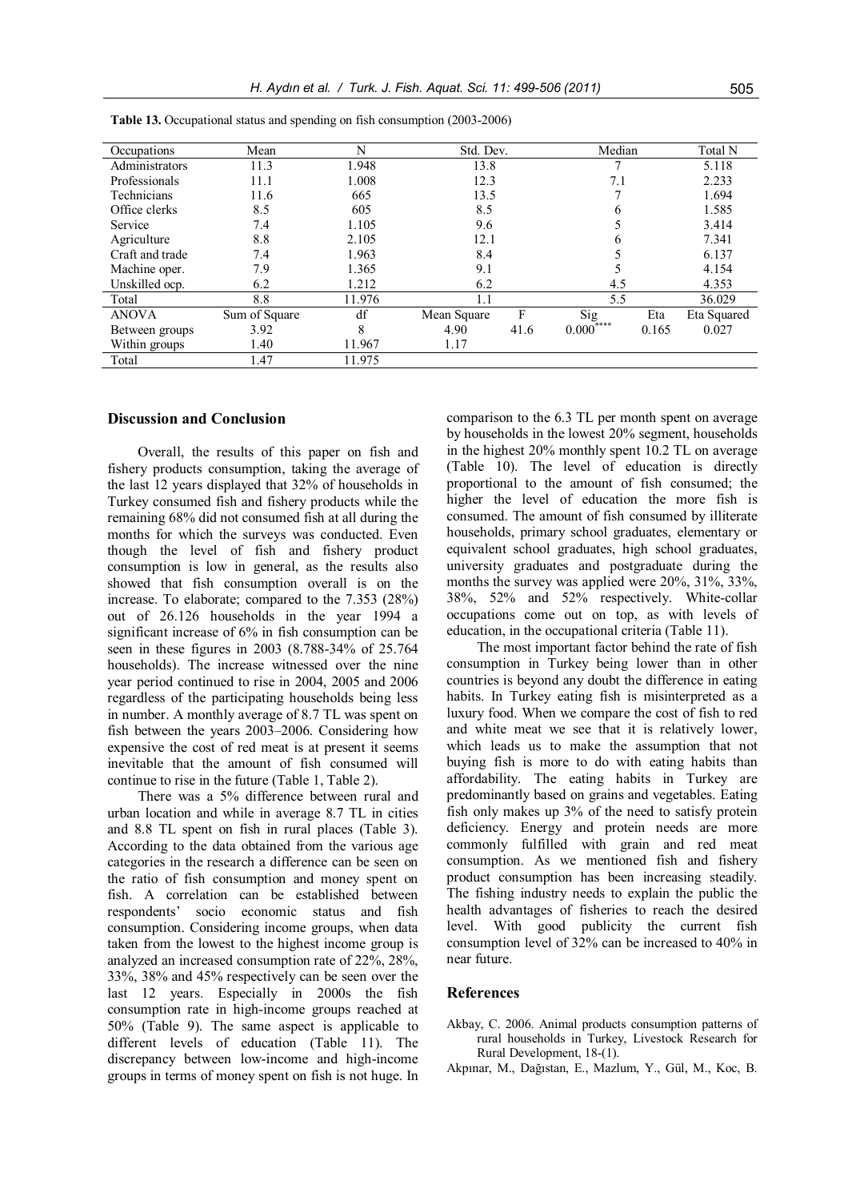**Table 13.** Occupational status and spending on fish consumption (2003-2006)

| Occupations | Mean | N | Std. Dev. | | Median | | Total N |
|---|---|---|---|---|---|---|---|
| Administrators | 11.3 | 1.948 | 13.8 | | 7 | | 5.118 |
| Professionals | 11.1 | 1.008 | 12.3 | | 7.1 | | 2.233 |
| Technicians | 11.6 | 665 | 13.5 | | 7 | | 1.694 |
| Office clerks | 8.5 | 605 | 8.5 | | 6 | | 1.585 |
| Service | 7.4 | 1.105 | 9.6 | | 5 | | 3.414 |
| Agriculture | 8.8 | 2.105 | 12.1 | | 6 | | 7.341 |
| Craft and trade | 7.4 | 1.963 | 8.4 | | 5 | | 6.137 |
| Machine oper. | 7.9 | 1.365 | 9.1 | | 5 | | 4.154 |
| Unskilled ocp. | 6.2 | 1.212 | 6.2 | | 4.5 | | 4.353 |
| Total | 8.8 | 11.976 | 1.1 | | 5.5 | | 36.029 |
| ANOVA | Sum of Square | df | Mean Square | F | Sig | Eta | Eta Squared |
| Between groups | 3.92 | 8 | 4.90 | 41.6 | 0.000**** | 0.165 | 0.027 |
| Within groups | 1.40 | 11.967 | 1.17 | | | | |
| Total | 1.47 | 11.975 | | | | | |

## Discussion and Conclusion

Overall, the results of this paper on fish and fishery products consumption, taking the average of the last 12 years displayed that 32% of households in Turkey consumed fish and fishery products while the remaining 68% did not consumed fish at all during the months for which the surveys was conducted. Even though the level of fish and fishery product consumption is low in general, as the results also showed that fish consumption overall is on the increase. To elaborate; compared to the 7.353 (28%) out of 26.126 households in the year 1994 a significant increase of 6% in fish consumption can be seen in these figures in 2003 (8.788-34% of 25.764 households). The increase witnessed over the nine year period continued to rise in 2004, 2005 and 2006 regardless of the participating households being less in number. A monthly average of 8.7 TL was spent on fish between the years 2003–2006. Considering how expensive the cost of red meat is at present it seems inevitable that the amount of fish consumed will continue to rise in the future (Table 1, Table 2).

There was a 5% difference between rural and urban location and while in average 8.7 TL in cities and 8.8 TL spent on fish in rural places (Table 3). According to the data obtained from the various age categories in the research a difference can be seen on the ratio of fish consumption and money spent on fish. A correlation can be established between respondents' socio economic status and fish consumption. Considering income groups, when data taken from the lowest to the highest income group is analyzed an increased consumption rate of 22%, 28%, 33%, 38% and 45% respectively can be seen over the last 12 years. Especially in 2000s the fish consumption rate in high-income groups reached at 50% (Table 9). The same aspect is applicable to different levels of education (Table 11). The discrepancy between low-income and high-income groups in terms of money spent on fish is not huge. In comparison to the 6.3 TL per month spent on average by households in the lowest 20% segment, households in the highest 20% monthly spent 10.2 TL on average (Table 10). The level of education is directly proportional to the amount of fish consumed; the higher the level of education the more fish is consumed. The amount of fish consumed by illiterate households, primary school graduates, elementary or equivalent school graduates, high school graduates, university graduates and postgraduate during the months the survey was applied were 20%, 31%, 33%, 38%, 52% and 52% respectively. White-collar occupations come out on top, as with levels of education, in the occupational criteria (Table 11).

The most important factor behind the rate of fish consumption in Turkey being lower than in other countries is beyond any doubt the difference in eating habits. In Turkey eating fish is misinterpreted as a luxury food. When we compare the cost of fish to red and white meat we see that it is relatively lower, which leads us to make the assumption that not buying fish is more to do with eating habits than affordability. The eating habits in Turkey are predominantly based on grains and vegetables. Eating fish only makes up 3% of the need to satisfy protein deficiency. Energy and protein needs are more commonly fulfilled with grain and red meat consumption. As we mentioned fish and fishery product consumption has been increasing steadily. The fishing industry needs to explain the public the health advantages of fisheries to reach the desired level. With good publicity the current fish consumption level of 32% can be increased to 40% in near future.

## References

Akbay, C. 2006. Animal products consumption patterns of rural households in Turkey, Livestock Research for Rural Development, 18-(1).

Akpınar, M., Dağıstan, E., Mazlum, Y., Gül, M., Koc, B.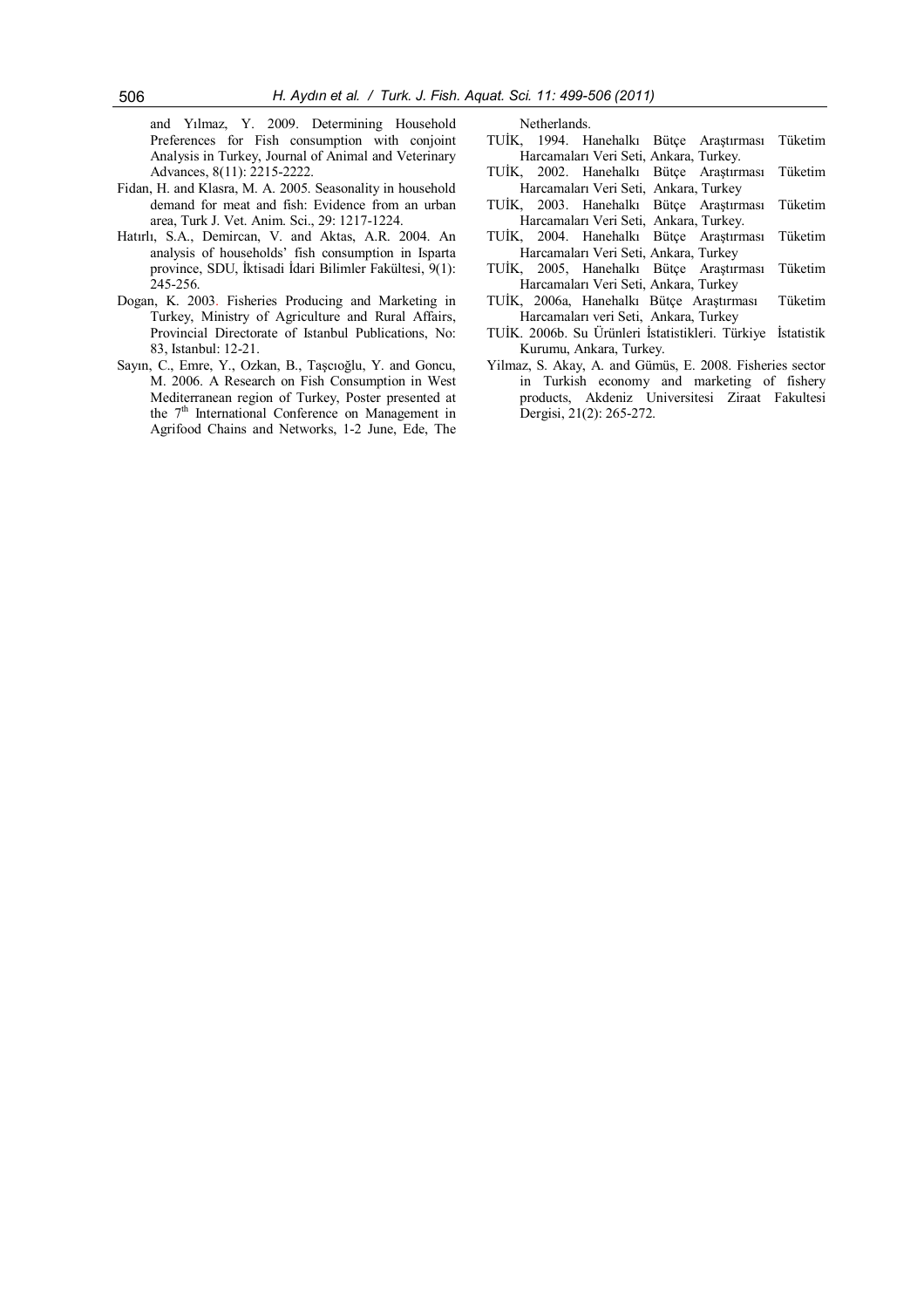and Yılmaz, Y. 2009. Determining Household Preferences for Fish consumption with conjoint Analysis in Turkey, Journal of Animal and Veterinary Advances, 8(11): 2215-2222.

Fidan, H. and Klasra, M. A. 2005. Seasonality in household demand for meat and fish: Evidence from an urban area, Turk J. Vet. Anim. Sci., 29: 1217-1224.

Hatırlı, S.A., Demircan, V. and Aktas, A.R. 2004. An analysis of households' fish consumption in Isparta province, SDU, İktisadi İdari Bilimler Fakültesi, 9(1): 245-256.

Dogan, K. 2003. Fisheries Producing and Marketing in Turkey, Ministry of Agriculture and Rural Affairs, Provincial Directorate of Istanbul Publications, No: 83, Istanbul: 12-21.

Sayın, C., Emre, Y., Ozkan, B., Taşcıoğlu, Y. and Goncu, M. 2006. A Research on Fish Consumption in West Mediterranean region of Turkey, Poster presented at the 7th International Conference on Management in Agrifood Chains and Networks, 1-2 June, Ede, The Netherlands.

TUİK, 1994. Hanehalkı Bütçe Araştırması Tüketim Harcamaları Veri Seti, Ankara, Turkey.

TUİK, 2002. Hanehalkı Bütçe Araştırması Tüketim Harcamaları Veri Seti, Ankara, Turkey

TUİK, 2003. Hanehalkı Bütçe Araştırması Tüketim Harcamaları Veri Seti, Ankara, Turkey.

TUİK, 2004. Hanehalkı Bütçe Araştırması Tüketim Harcamaları Veri Seti, Ankara, Turkey

TUİK, 2005, Hanehalkı Bütçe Araştırması Tüketim Harcamaları Veri Seti, Ankara, Turkey

TUİK, 2006a, Hanehalkı Bütçe Araştırması Tüketim Harcamaları veri Seti, Ankara, Turkey

TUİK. 2006b. Su Ürünleri İstatistikleri. Türkiye İstatistik Kurumu, Ankara, Turkey.

Yilmaz, S. Akay, A. and Gümüs, E. 2008. Fisheries sector in Turkish economy and marketing of fishery products, Akdeniz Universitesi Ziraat Fakultesi Dergisi, 21(2): 265-272.